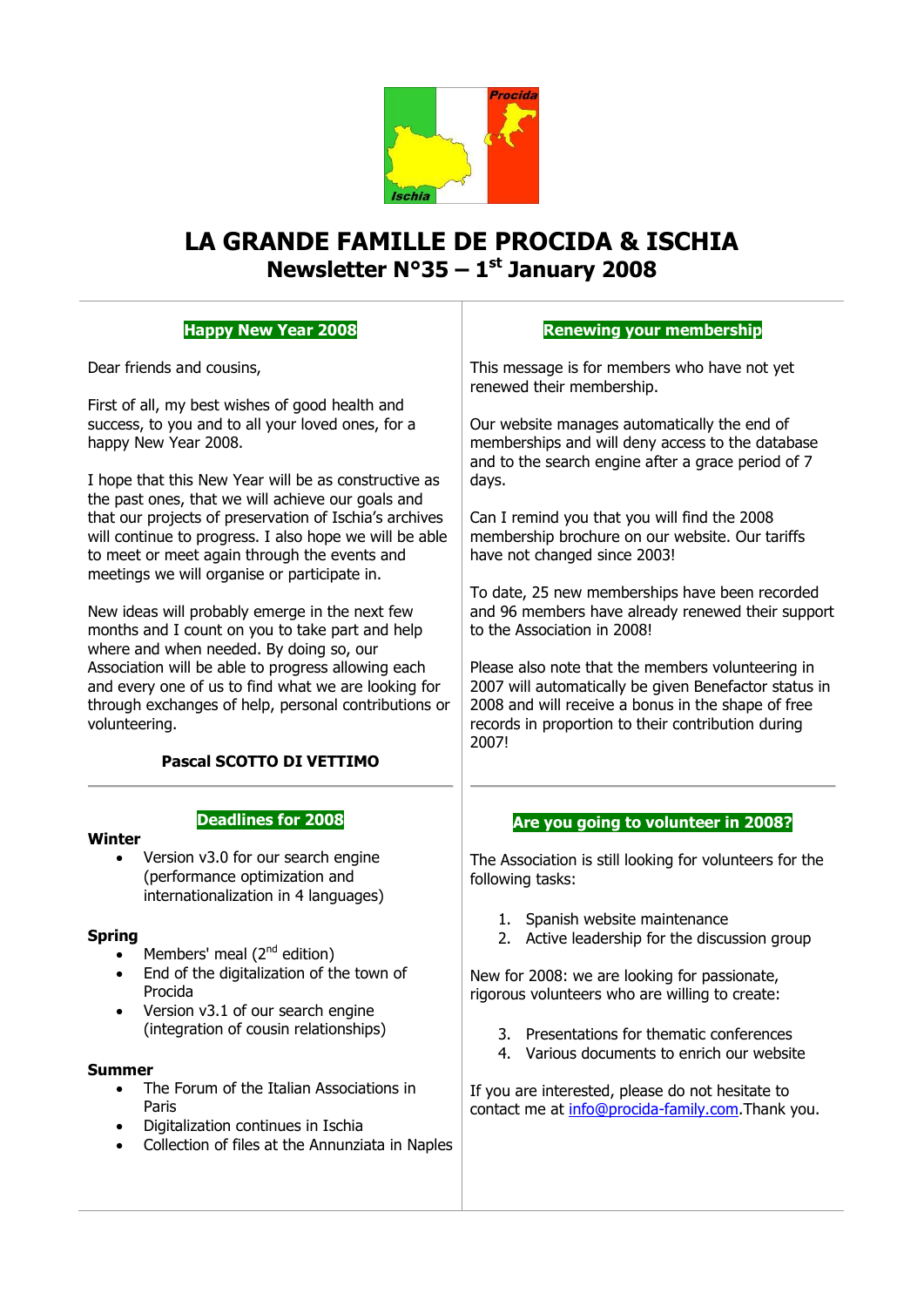# LA GRANDE FAMILLE DE PROCIDA & ISCHIA

## Newsletter N°35 – 1st January 2008

### Happy New Year 2008

Dear friends and cousins,

First of all, my best wishes of good health and success, to you and to all your loved ones, for a happy New Year 2008.

I hope that this New Year will be as constructive as the past ones, that we will achieve our goals and that our projects of preservation of Ischia's archives will continue to progress. I also hope we will be able to meet or meet again through the events and meetings we will organise or participate in.

New ideas will probably emerge in the next few months and I count on you to take part and help where and when needed. By doing so, our Association will be able to progress allowing each and every one of us to find what we are looking for through exchanges of help, personal contributions or volunteering.

**Pascal SCOTTO DI VETTIMO**

### Renewing your membership

This message is for members who have not yet renewed their membership.

Our website manages automatically the end of memberships and will deny access to the database and to the search engine after a grace period of 7 days.

Can I remind you that you will find the 2008 membership brochure on our website. Our tariffs have not changed since 2003!

To date, 25 new memberships have been recorded and 96 members have already renewed their support to the Association in 2008!

Please also note that the members volunteering in 2007 will automatically be given Benefactor status in 2008 and will receive a bonus in the shape of free records in proportion to their contribution during 2007!

### Deadlines for 2008

**Winter**

- Version v3.0 for our search engine (performance optimization and internationalization in 4 languages)

**Spring**

- Members' meal (2nd edition)
- End of the digitalization of the town of Procida
- Version v3.1 of our search engine (integration of cousin relationships)

**Summer**

- The Forum of the Italian Associations in Paris
- Digitalization continues in Ischia
- Collection of files at the Annunziata in Naples

### Are you going to volunteer in 2008?

The Association is still looking for volunteers for the following tasks:

1. Spanish website maintenance
2. Active leadership for the discussion group

New for 2008: we are looking for passionate, rigorous volunteers who are willing to create:

3. Presentations for thematic conferences
4. Various documents to enrich our website

If you are interested, please do not hesitate to contact me at info@procida-family.com.Thank you.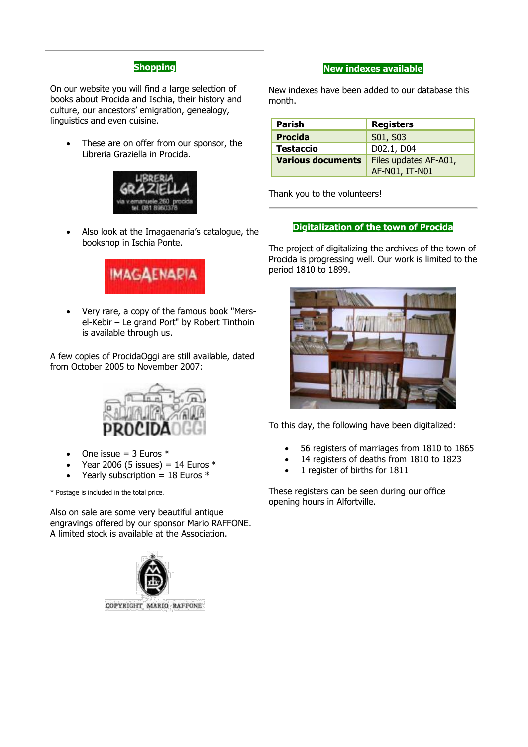## Shopping

On our website you will find a large selection of books about Procida and Ischia, their history and culture, our ancestors' emigration, genealogy, linguistics and even cuisine.

- These are on offer from our sponsor, the Libreria Graziella in Procida.

- Also look at the Imagaenaria's catalogue, the bookshop in Ischia Ponte.

- Very rare, a copy of the famous book "Mers-el-Kebir – Le grand Port" by Robert Tinthoin is available through us.

A few copies of ProcidaOggi are still available, dated from October 2005 to November 2007:

- One issue = 3 Euros *
- Year 2006 (5 issues) = 14 Euros *
- Yearly subscription = 18 Euros *

\* Postage is included in the total price.

Also on sale are some very beautiful antique engravings offered by our sponsor Mario RAFFONE. A limited stock is available at the Association.

## New indexes available

New indexes have been added to our database this month.

| Parish | Registers |
| --- | --- |
| **Procida** | S01, S03 |
| **Testaccio** | D02.1, D04 |
| **Various documents** | Files updates AF-A01, AF-N01, IT-N01 |

Thank you to the volunteers!

## Digitalization of the town of Procida

The project of digitalizing the archives of the town of Procida is progressing well. Our work is limited to the period 1810 to 1899.

To this day, the following have been digitalized:

- 56 registers of marriages from 1810 to 1865
- 14 registers of deaths from 1810 to 1823
- 1 register of births for 1811

These registers can be seen during our office opening hours in Alfortville.